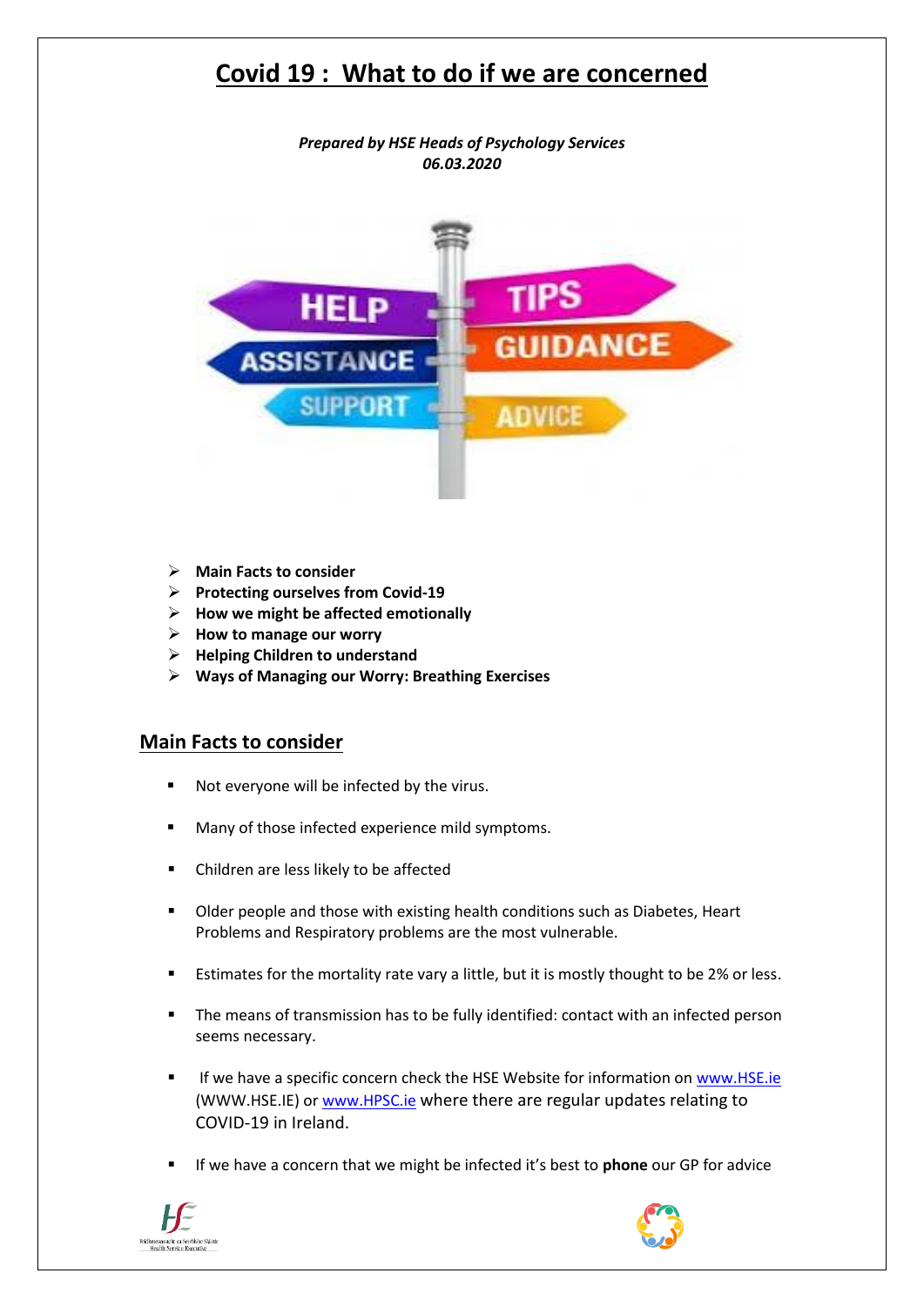# Covid 19 : What to do if we are concerned

***Prepared by HSE Heads of Psychology Services***
***06.03.2020***

- **Main Facts to consider**
- **Protecting ourselves from Covid-19**
- **How we might be affected emotionally**
- **How to manage our worry**
- **Helping Children to understand**
- **Ways of Managing our Worry: Breathing Exercises**

## Main Facts to consider

- Not everyone will be infected by the virus.
- Many of those infected experience mild symptoms.
- Children are less likely to be affected
- Older people and those with existing health conditions such as Diabetes, Heart Problems and Respiratory problems are the most vulnerable.
- Estimates for the mortality rate vary a little, but it is mostly thought to be 2% or less.
- The means of transmission has to be fully identified: contact with an infected person seems necessary.
- If we have a specific concern check the HSE Website for information on www.HSE.ie (WWW.HSE.IE) or www.HPSC.ie where there are regular updates relating to COVID-19 in Ireland.
- If we have a concern that we might be infected it's best to **phone** our GP for advice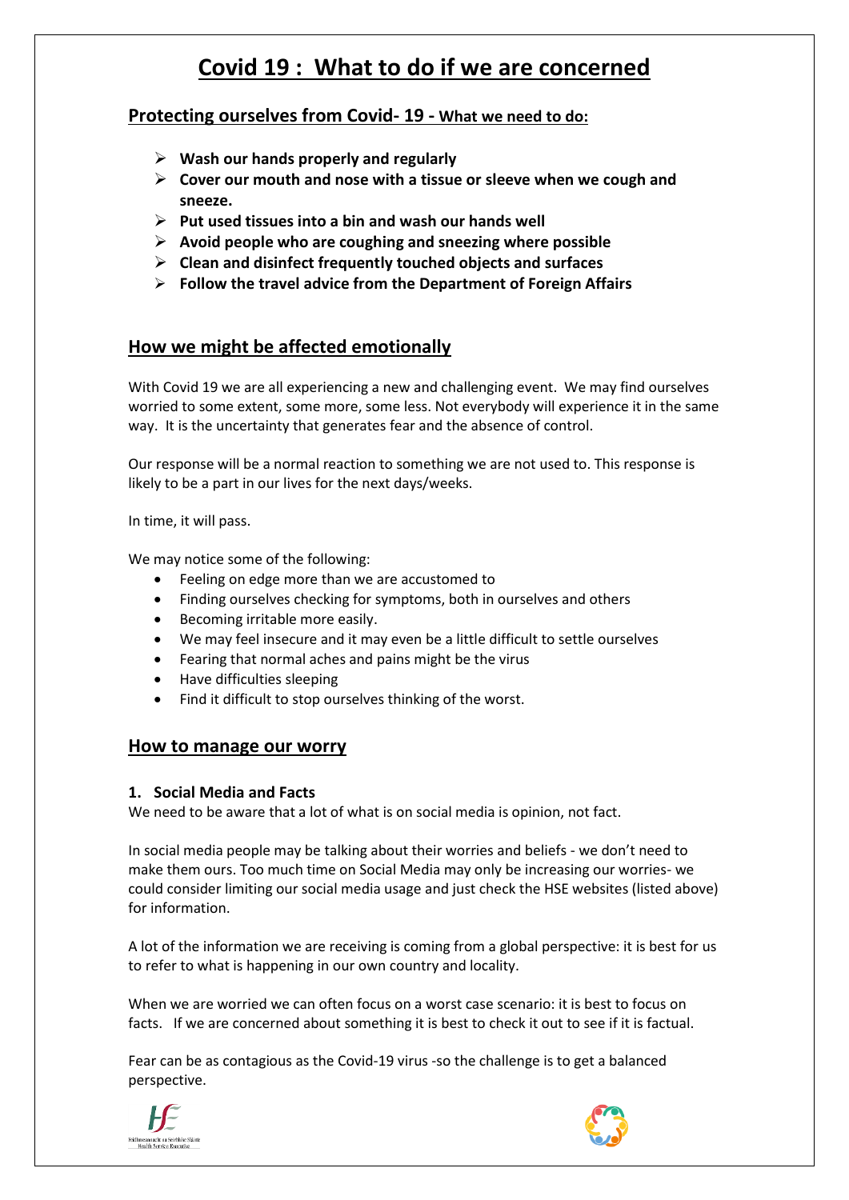# Covid 19 : What to do if we are concerned

## Protecting ourselves from Covid- 19 - What we need to do:

- **Wash our hands properly and regularly**
- **Cover our mouth and nose with a tissue or sleeve when we cough and sneeze.**
- **Put used tissues into a bin and wash our hands well**
- **Avoid people who are coughing and sneezing where possible**
- **Clean and disinfect frequently touched objects and surfaces**
- **Follow the travel advice from the Department of Foreign Affairs**

## How we might be affected emotionally

With Covid 19 we are all experiencing a new and challenging event. We may find ourselves worried to some extent, some more, some less. Not everybody will experience it in the same way. It is the uncertainty that generates fear and the absence of control.

Our response will be a normal reaction to something we are not used to. This response is likely to be a part in our lives for the next days/weeks.

In time, it will pass.

We may notice some of the following:

- Feeling on edge more than we are accustomed to
- Finding ourselves checking for symptoms, both in ourselves and others
- Becoming irritable more easily.
- We may feel insecure and it may even be a little difficult to settle ourselves
- Fearing that normal aches and pains might be the virus
- Have difficulties sleeping
- Find it difficult to stop ourselves thinking of the worst.

## How to manage our worry

### 1. Social Media and Facts

We need to be aware that a lot of what is on social media is opinion, not fact.

In social media people may be talking about their worries and beliefs - we don't need to make them ours. Too much time on Social Media may only be increasing our worries- we could consider limiting our social media usage and just check the HSE websites (listed above) for information.

A lot of the information we are receiving is coming from a global perspective: it is best for us to refer to what is happening in our own country and locality.

When we are worried we can often focus on a worst case scenario: it is best to focus on facts. If we are concerned about something it is best to check it out to see if it is factual.

Fear can be as contagious as the Covid-19 virus -so the challenge is to get a balanced perspective.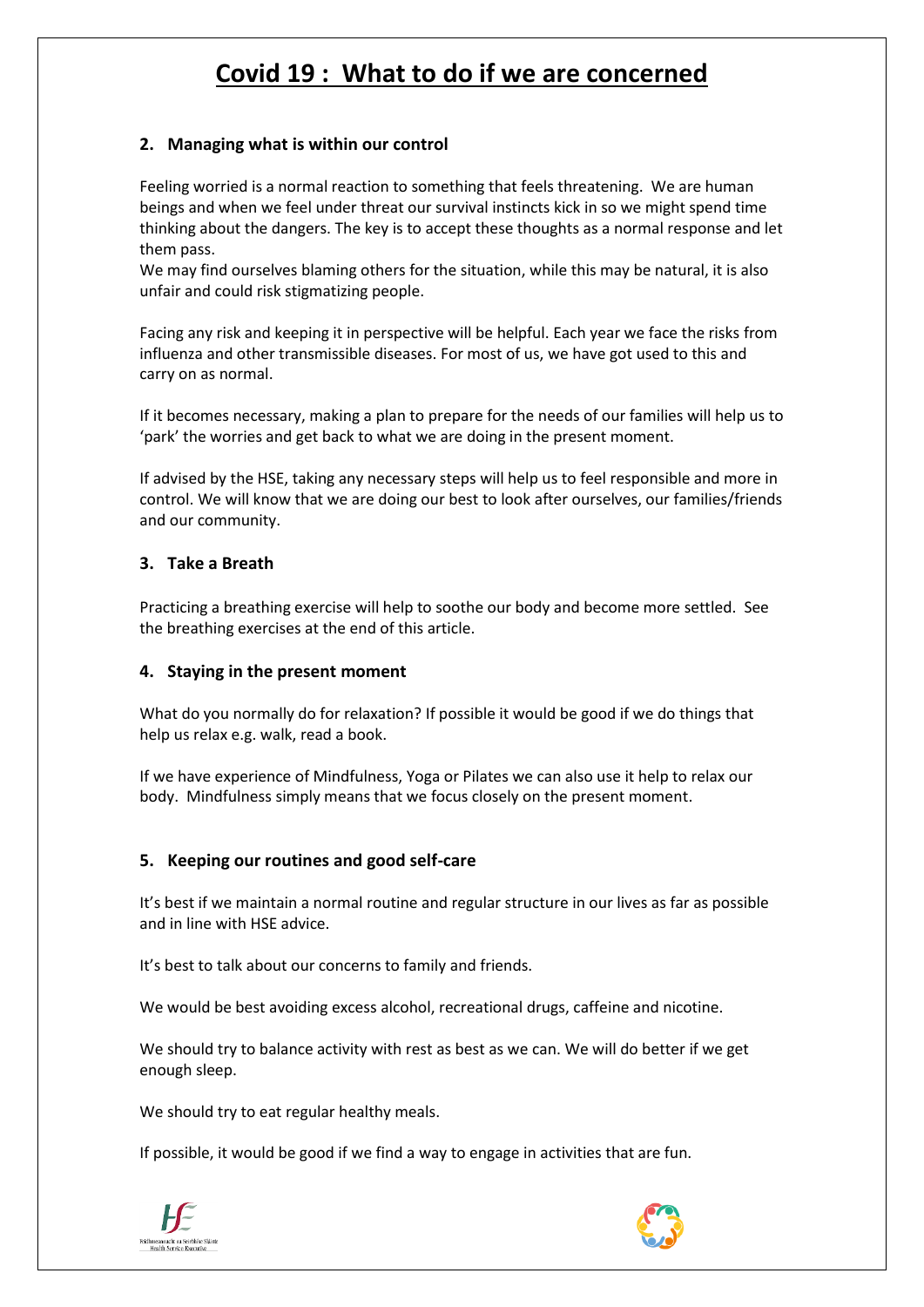# Covid 19 : What to do if we are concerned

### 2. Managing what is within our control

Feeling worried is a normal reaction to something that feels threatening. We are human beings and when we feel under threat our survival instincts kick in so we might spend time thinking about the dangers. The key is to accept these thoughts as a normal response and let them pass.
We may find ourselves blaming others for the situation, while this may be natural, it is also unfair and could risk stigmatizing people.

Facing any risk and keeping it in perspective will be helpful. Each year we face the risks from influenza and other transmissible diseases. For most of us, we have got used to this and carry on as normal.

If it becomes necessary, making a plan to prepare for the needs of our families will help us to 'park' the worries and get back to what we are doing in the present moment.

If advised by the HSE, taking any necessary steps will help us to feel responsible and more in control. We will know that we are doing our best to look after ourselves, our families/friends and our community.

### 3. Take a Breath

Practicing a breathing exercise will help to soothe our body and become more settled. See the breathing exercises at the end of this article.

### 4. Staying in the present moment

What do you normally do for relaxation? If possible it would be good if we do things that help us relax e.g. walk, read a book.

If we have experience of Mindfulness, Yoga or Pilates we can also use it help to relax our body. Mindfulness simply means that we focus closely on the present moment.

### 5. Keeping our routines and good self-care

It's best if we maintain a normal routine and regular structure in our lives as far as possible and in line with HSE advice.

It's best to talk about our concerns to family and friends.

We would be best avoiding excess alcohol, recreational drugs, caffeine and nicotine.

We should try to balance activity with rest as best as we can. We will do better if we get enough sleep.

We should try to eat regular healthy meals.

If possible, it would be good if we find a way to engage in activities that are fun.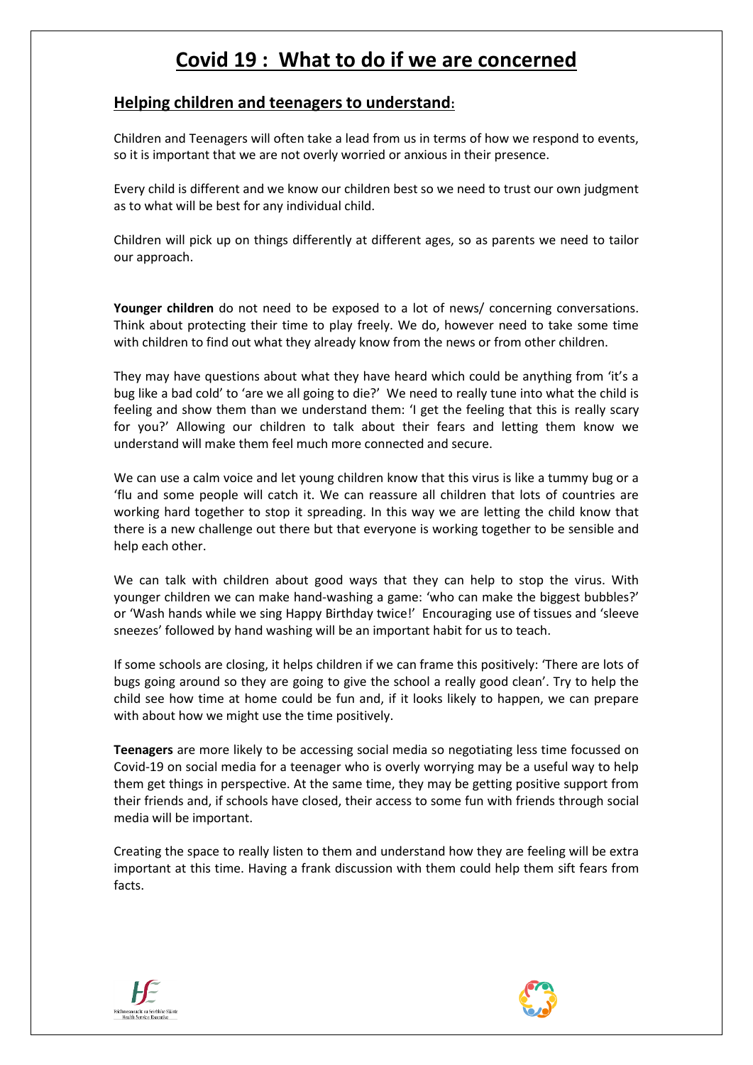# Covid 19 : What to do if we are concerned

## Helping children and teenagers to understand:

Children and Teenagers will often take a lead from us in terms of how we respond to events, so it is important that we are not overly worried or anxious in their presence.

Every child is different and we know our children best so we need to trust our own judgment as to what will be best for any individual child.

Children will pick up on things differently at different ages, so as parents we need to tailor our approach.

**Younger children** do not need to be exposed to a lot of news/ concerning conversations. Think about protecting their time to play freely. We do, however need to take some time with children to find out what they already know from the news or from other children.

They may have questions about what they have heard which could be anything from 'it's a bug like a bad cold' to 'are we all going to die?' We need to really tune into what the child is feeling and show them than we understand them: 'I get the feeling that this is really scary for you?' Allowing our children to talk about their fears and letting them know we understand will make them feel much more connected and secure.

We can use a calm voice and let young children know that this virus is like a tummy bug or a 'flu and some people will catch it. We can reassure all children that lots of countries are working hard together to stop it spreading. In this way we are letting the child know that there is a new challenge out there but that everyone is working together to be sensible and help each other.

We can talk with children about good ways that they can help to stop the virus. With younger children we can make hand-washing a game: 'who can make the biggest bubbles?' or 'Wash hands while we sing Happy Birthday twice!' Encouraging use of tissues and 'sleeve sneezes' followed by hand washing will be an important habit for us to teach.

If some schools are closing, it helps children if we can frame this positively: 'There are lots of bugs going around so they are going to give the school a really good clean'. Try to help the child see how time at home could be fun and, if it looks likely to happen, we can prepare with about how we might use the time positively.

**Teenagers** are more likely to be accessing social media so negotiating less time focussed on Covid-19 on social media for a teenager who is overly worrying may be a useful way to help them get things in perspective. At the same time, they may be getting positive support from their friends and, if schools have closed, their access to some fun with friends through social media will be important.

Creating the space to really listen to them and understand how they are feeling will be extra important at this time. Having a frank discussion with them could help them sift fears from facts.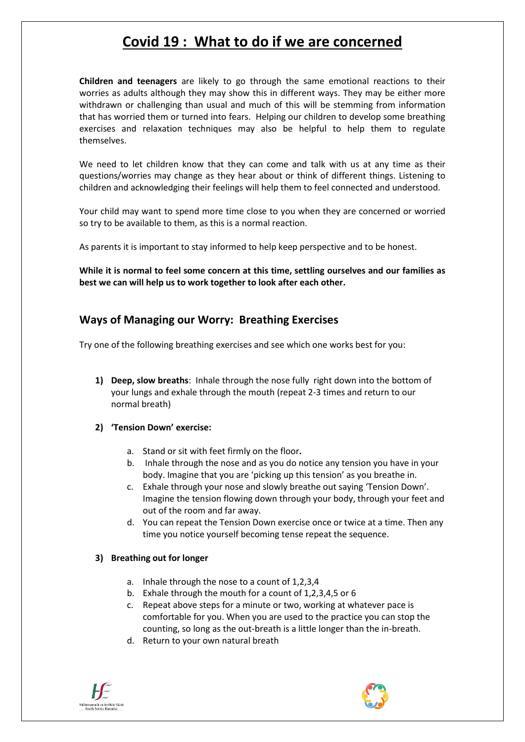# Covid 19 : What to do if we are concerned

**Children and teenagers** are likely to go through the same emotional reactions to their worries as adults although they may show this in different ways. They may be either more withdrawn or challenging than usual and much of this will be stemming from information that has worried them or turned into fears. Helping our children to develop some breathing exercises and relaxation techniques may also be helpful to help them to regulate themselves.

We need to let children know that they can come and talk with us at any time as their questions/worries may change as they hear about or think of different things. Listening to children and acknowledging their feelings will help them to feel connected and understood.

Your child may want to spend more time close to you when they are concerned or worried so try to be available to them, as this is a normal reaction.

As parents it is important to stay informed to help keep perspective and to be honest.

**While it is normal to feel some concern at this time, settling ourselves and our families as best we can will help us to work together to look after each other.**

## Ways of Managing our Worry: Breathing Exercises

Try one of the following breathing exercises and see which one works best for you:

1) **Deep, slow breaths**: Inhale through the nose fully right down into the bottom of your lungs and exhale through the mouth (repeat 2-3 times and return to our normal breath)

2) **'Tension Down' exercise:**

   a. Stand or sit with feet firmly on the floor**.**
   b. Inhale through the nose and as you do notice any tension you have in your body. Imagine that you are 'picking up this tension' as you breathe in.
   c. Exhale through your nose and slowly breathe out saying 'Tension Down'. Imagine the tension flowing down through your body, through your feet and out of the room and far away.
   d. You can repeat the Tension Down exercise once or twice at a time. Then any time you notice yourself becoming tense repeat the sequence.

3) **Breathing out for longer**

   a. Inhale through the nose to a count of 1,2,3,4
   b. Exhale through the mouth for a count of 1,2,3,4,5 or 6
   c. Repeat above steps for a minute or two, working at whatever pace is comfortable for you. When you are used to the practice you can stop the counting, so long as the out-breath is a little longer than the in-breath.
   d. Return to your own natural breath